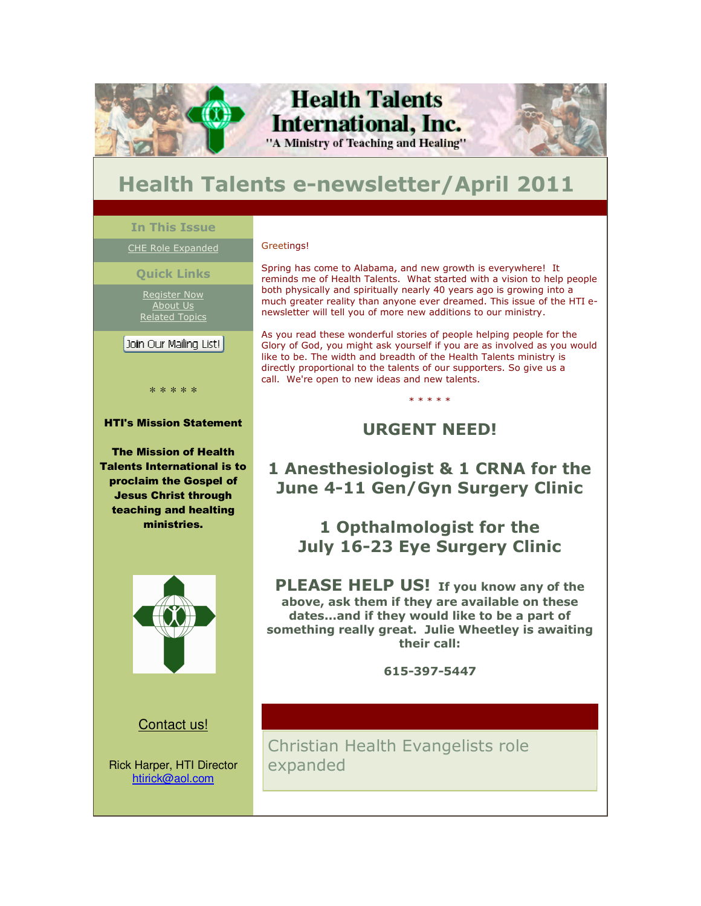# Health Talents International, Inc.

"A Ministry of Teaching and Healing"

# Health Talents e-newsletter/April 2011

### In This Issue

CHE Role Expanded

### Quick Links

Register Now
About Us
Related Topics

Join Our Mailing List!

* * * * *

**HTI's Mission Statement**

**The Mission of Health Talents International is to proclaim the Gospel of Jesus Christ through teaching and healting ministries.**

Contact us!

Rick Harper, HTI Director
htirick@aol.com

Greetings!

Spring has come to Alabama, and new growth is everywhere! It reminds me of Health Talents. What started with a vision to help people both physically and spiritually nearly 40 years ago is growing into a much greater reality than anyone ever dreamed. This issue of the HTI e-newsletter will tell you of more new additions to our ministry.

As you read these wonderful stories of people helping people for the Glory of God, you might ask yourself if you are as involved as you would like to be. The width and breadth of the Health Talents ministry is directly proportional to the talents of our supporters. So give us a call. We're open to new ideas and new talents.

* * * * *

## URGENT NEED!

## 1 Anesthesiologist & 1 CRNA for the June 4-11 Gen/Gyn Surgery Clinic

## 1 Opthalmologist for the July 16-23 Eye Surgery Clinic

**PLEASE HELP US! If you know any of the above, ask them if they are available on these dates...and if they would like to be a part of something really great. Julie Wheetley is awaiting their call:**

**615-397-5447**

## Christian Health Evangelists role expanded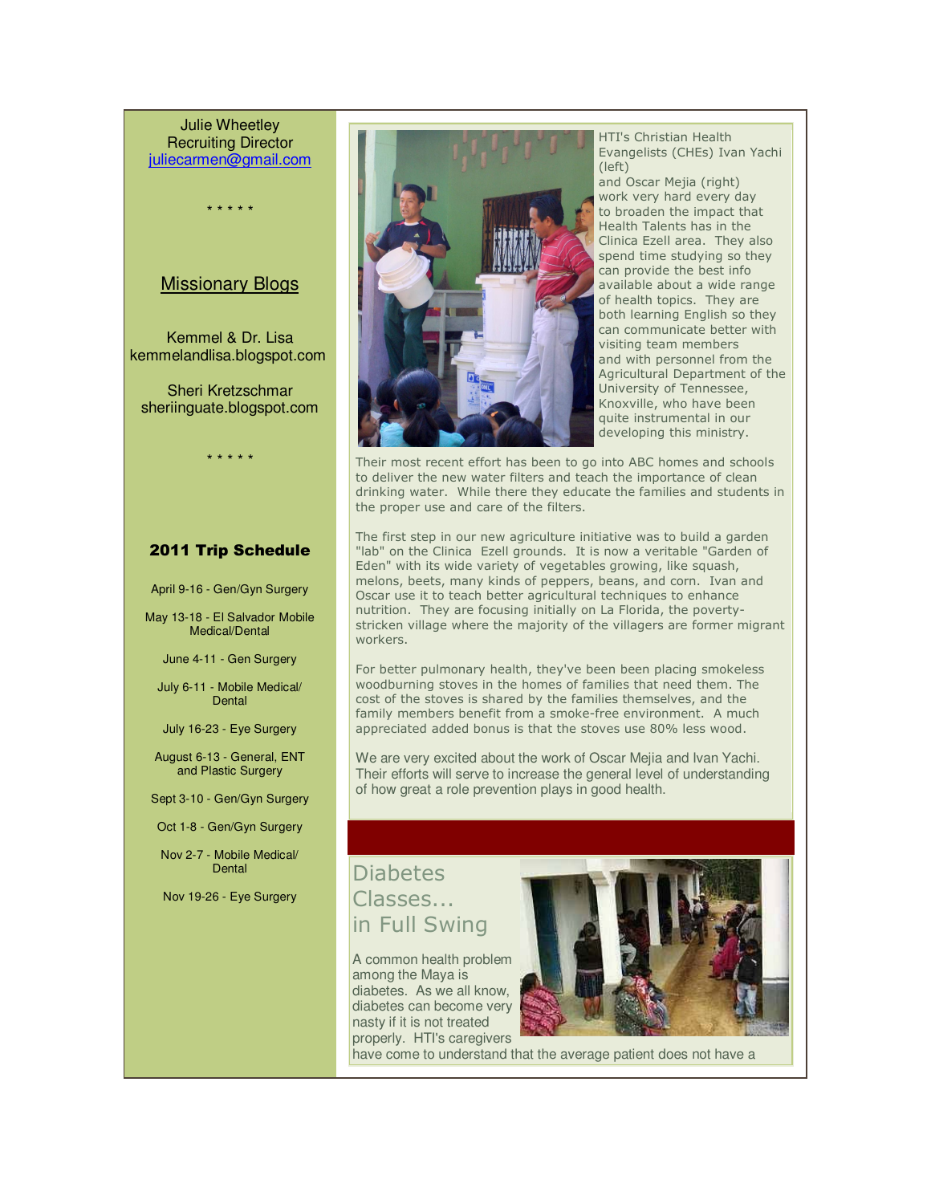Julie Wheetley
Recruiting Director
juliecarmen@gmail.com

\* \* \* \* \*

## Missionary Blogs

Kemmel & Dr. Lisa
kemmelandlisa.blogspot.com

Sheri Kretzschmar
sheriinguate.blogspot.com

\* \* \* \* \*

### 2011 Trip Schedule

April 9-16 - Gen/Gyn Surgery

May 13-18 - El Salvador Mobile Medical/Dental

June 4-11 - Gen Surgery

July 6-11 - Mobile Medical/ Dental

July 16-23 - Eye Surgery

August 6-13 - General, ENT and Plastic Surgery

Sept 3-10 - Gen/Gyn Surgery

Oct 1-8 - Gen/Gyn Surgery

Nov 2-7 - Mobile Medical/ Dental

Nov 19-26 - Eye Surgery

HTI's Christian Health Evangelists (CHEs) Ivan Yachi (left) and Oscar Mejia (right) work very hard every day to broaden the impact that Health Talents has in the Clinica Ezell area. They also spend time studying so they can provide the best info available about a wide range of health topics. They are both learning English so they can communicate better with visiting team members and with personnel from the Agricultural Department of the University of Tennessee, Knoxville, who have been quite instrumental in our developing this ministry.

Their most recent effort has been to go into ABC homes and schools to deliver the new water filters and teach the importance of clean drinking water. While there they educate the families and students in the proper use and care of the filters.

The first step in our new agriculture initiative was to build a garden "lab" on the Clinica Ezell grounds. It is now a veritable "Garden of Eden" with its wide variety of vegetables growing, like squash, melons, beets, many kinds of peppers, beans, and corn. Ivan and Oscar use it to teach better agricultural techniques to enhance nutrition. They are focusing initially on La Florida, the poverty-stricken village where the majority of the villagers are former migrant workers.

For better pulmonary health, they've been been placing smokeless woodburning stoves in the homes of families that need them. The cost of the stoves is shared by the families themselves, and the family members benefit from a smoke-free environment. A much appreciated added bonus is that the stoves use 80% less wood.

We are very excited about the work of Oscar Mejia and Ivan Yachi. Their efforts will serve to increase the general level of understanding of how great a role prevention plays in good health.

## Diabetes Classes... in Full Swing

A common health problem among the Maya is diabetes. As we all know, diabetes can become very nasty if it is not treated properly. HTI's caregivers have come to understand that the average patient does not have a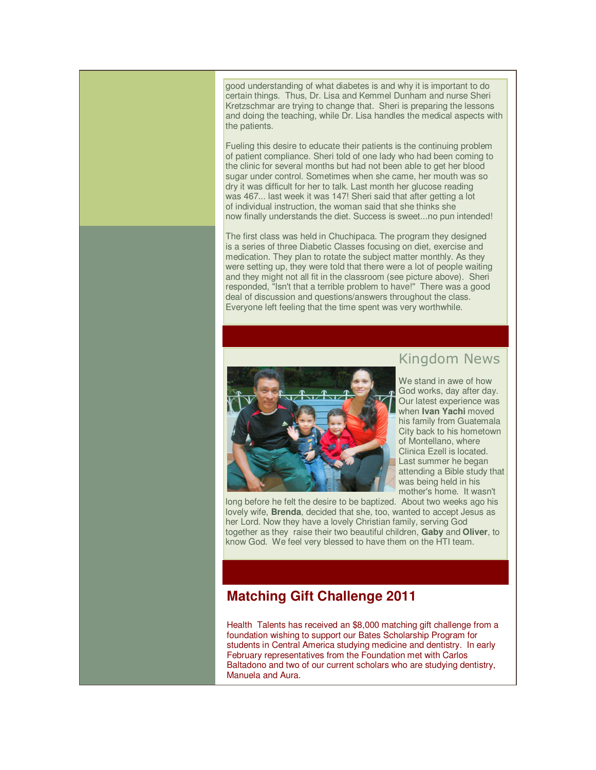good understanding of what diabetes is and why it is important to do certain things. Thus, Dr. Lisa and Kemmel Dunham and nurse Sheri Kretzschmar are trying to change that. Sheri is preparing the lessons and doing the teaching, while Dr. Lisa handles the medical aspects with the patients.

Fueling this desire to educate their patients is the continuing problem of patient compliance. Sheri told of one lady who had been coming to the clinic for several months but had not been able to get her blood sugar under control. Sometimes when she came, her mouth was so dry it was difficult for her to talk. Last month her glucose reading was 467... last week it was 147! Sheri said that after getting a lot of individual instruction, the woman said that she thinks she now finally understands the diet. Success is sweet...no pun intended!

The first class was held in Chuchipaca. The program they designed is a series of three Diabetic Classes focusing on diet, exercise and medication. They plan to rotate the subject matter monthly. As they were setting up, they were told that there were a lot of people waiting and they might not all fit in the classroom (see picture above). Sheri responded, "Isn't that a terrible problem to have!" There was a good deal of discussion and questions/answers throughout the class. Everyone left feeling that the time spent was very worthwhile.

## Kingdom News

We stand in awe of how God works, day after day. Our latest experience was when **Ivan Yachi** moved his family from Guatemala City back to his hometown of Montellano, where Clinica Ezell is located. Last summer he began attending a Bible study that was being held in his mother's home. It wasn't long before he felt the desire to be baptized. About two weeks ago his lovely wife, **Brenda**, decided that she, too, wanted to accept Jesus as her Lord. Now they have a lovely Christian family, serving God together as they raise their two beautiful children, **Gaby** and **Oliver**, to know God. We feel very blessed to have them on the HTI team.

## Matching Gift Challenge 2011

Health Talents has received an $8,000 matching gift challenge from a foundation wishing to support our Bates Scholarship Program for students in Central America studying medicine and dentistry. In early February representatives from the Foundation met with Carlos Baltadono and two of our current scholars who are studying dentistry, Manuela and Aura.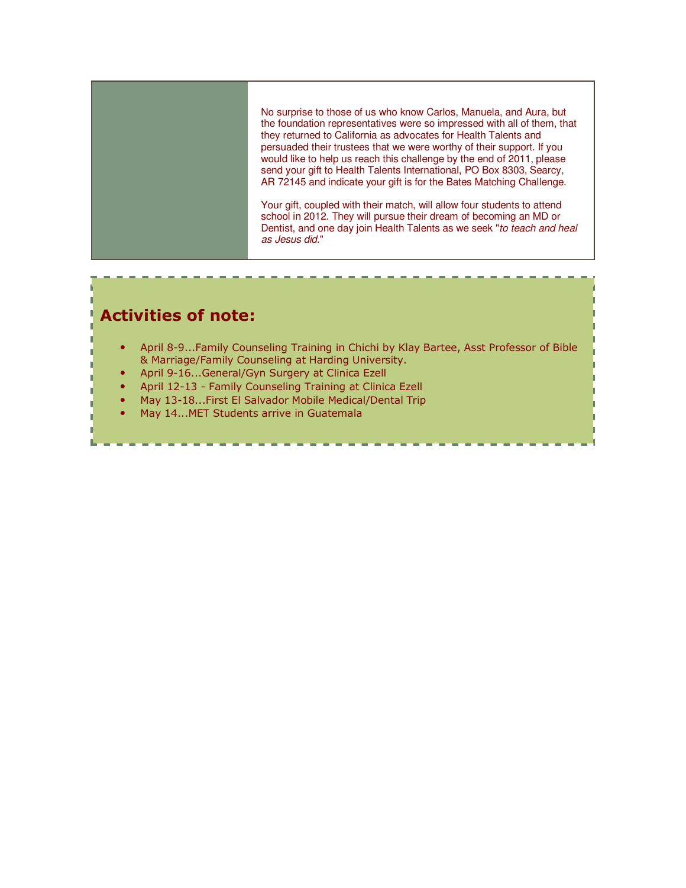No surprise to those of us who know Carlos, Manuela, and Aura, but the foundation representatives were so impressed with all of them, that they returned to California as advocates for Health Talents and persuaded their trustees that we were worthy of their support. If you would like to help us reach this challenge by the end of 2011, please send your gift to Health Talents International, PO Box 8303, Searcy, AR 72145 and indicate your gift is for the Bates Matching Challenge.

Your gift, coupled with their match, will allow four students to attend school in 2012. They will pursue their dream of becoming an MD or Dentist, and one day join Health Talents as we seek "*to teach and heal as Jesus did.*"

## Activities of note:

- April 8-9...Family Counseling Training in Chichi by Klay Bartee, Asst Professor of Bible & Marriage/Family Counseling at Harding University.
- April 9-16...General/Gyn Surgery at Clinica Ezell
- April 12-13 - Family Counseling Training at Clinica Ezell
- May 13-18...First El Salvador Mobile Medical/Dental Trip
- May 14...MET Students arrive in Guatemala